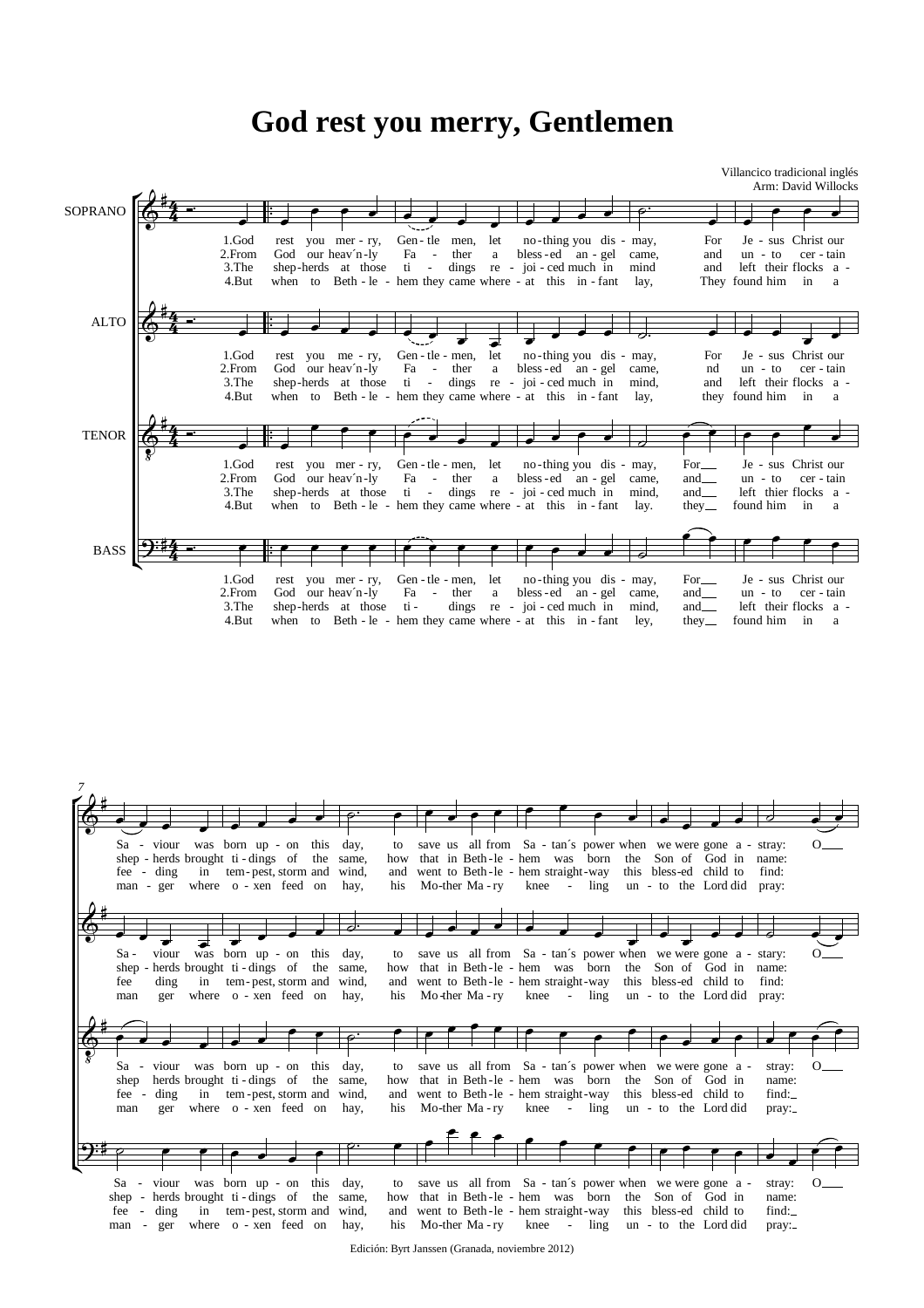# God rest you merry, Gentlemen

Villancico tradicional inglés
Arm: David Willocks

SOPRANO

ALTO

TENOR

BASS

1. God rest you merry, Gentlemen, let nothing you dismay, For Jesus Christ our Saviour was born upon this day, to save us all from Satan´s power when we were gone astray: O
2. From God our heav´nly Father a blessed angel came, and unto certain shepherds brought tidings of the same, how that in Bethlehem was born the Son of God in name:
3. The shepherds at those tidings rejoiced much in mind and left their flocks afeeding in tempest, storm and wind, and went to Bethlehem straightway this blessed child to find:
4. But when to Bethlehem they came whereat this infant lay, They found him in a manger where oxen feed on hay, his Mother Mary kneeling unto the Lord did pray:

Edición: Byrt Janssen (Granada, noviembre 2012)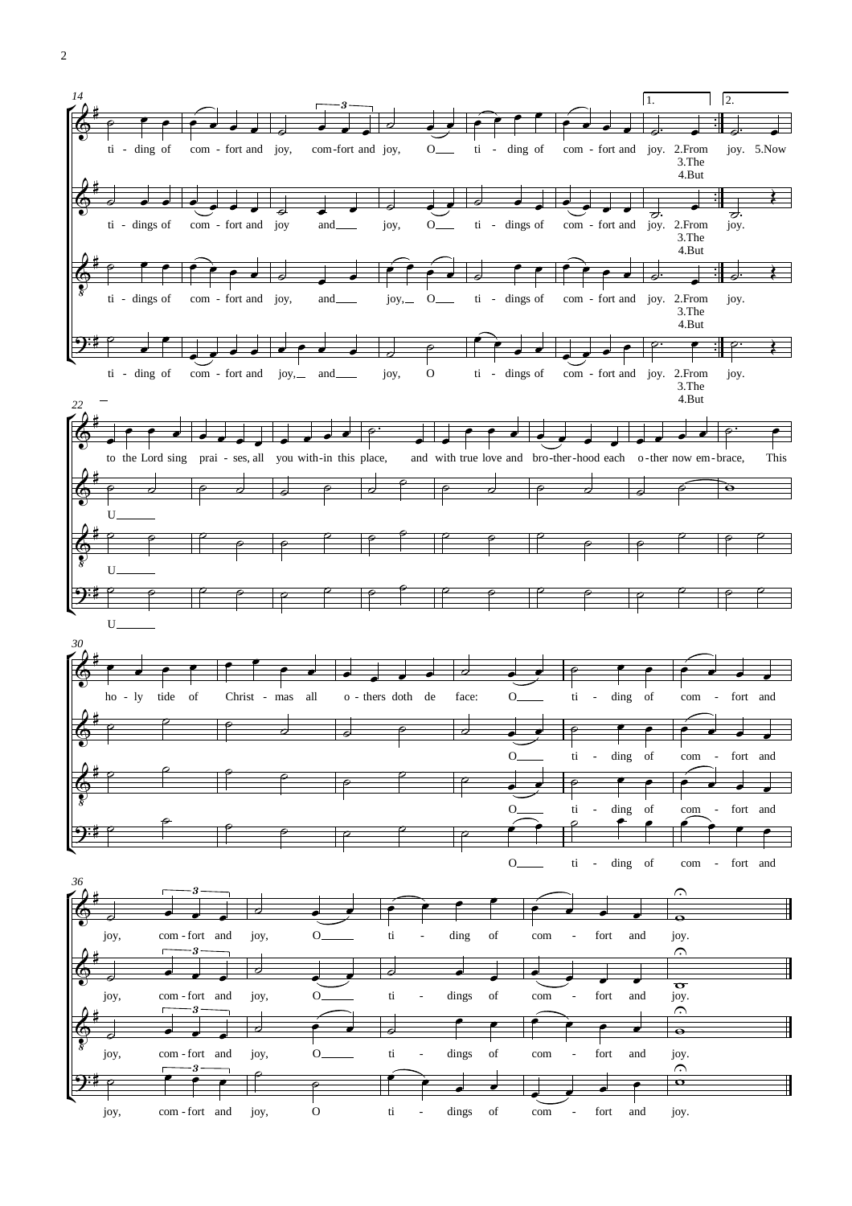14

1. 2.

ti - ding of com - fort and joy, com-fort and joy, O ti - ding of com - fort and joy. 2.From joy. 5.Now
3.The
4.But

ti - dings of com - fort and joy and joy, O ti - dings of com - fort and joy. 2.From joy.
3.The
4.But

ti - dings of com - fort and joy, and joy, O ti - dings of com - fort and joy. 2.From joy.
3.The
4.But

ti - ding of com - fort and joy, and joy, O ti - dings of com - fort and joy. 2.From joy.
3.The
4.But

22

to the Lord sing prai - ses, all you with-in this place, and with true love and bro-ther-hood each o-ther now em-brace, This

U

U

U

30

ho - ly tide of Christ - mas all o - thers doth de face: O ti - ding of com - fort and

O ti - ding of com - fort and

O ti - ding of com - fort and

O ti - ding of com - fort and

36

joy, com - fort and joy, O ti - ding of com - fort and joy.

joy, com - fort and joy, O ti - dings of com - fort and joy.

joy, com - fort and joy, O ti - dings of com - fort and joy.

joy, com - fort and joy, O ti - dings of com - fort and joy.